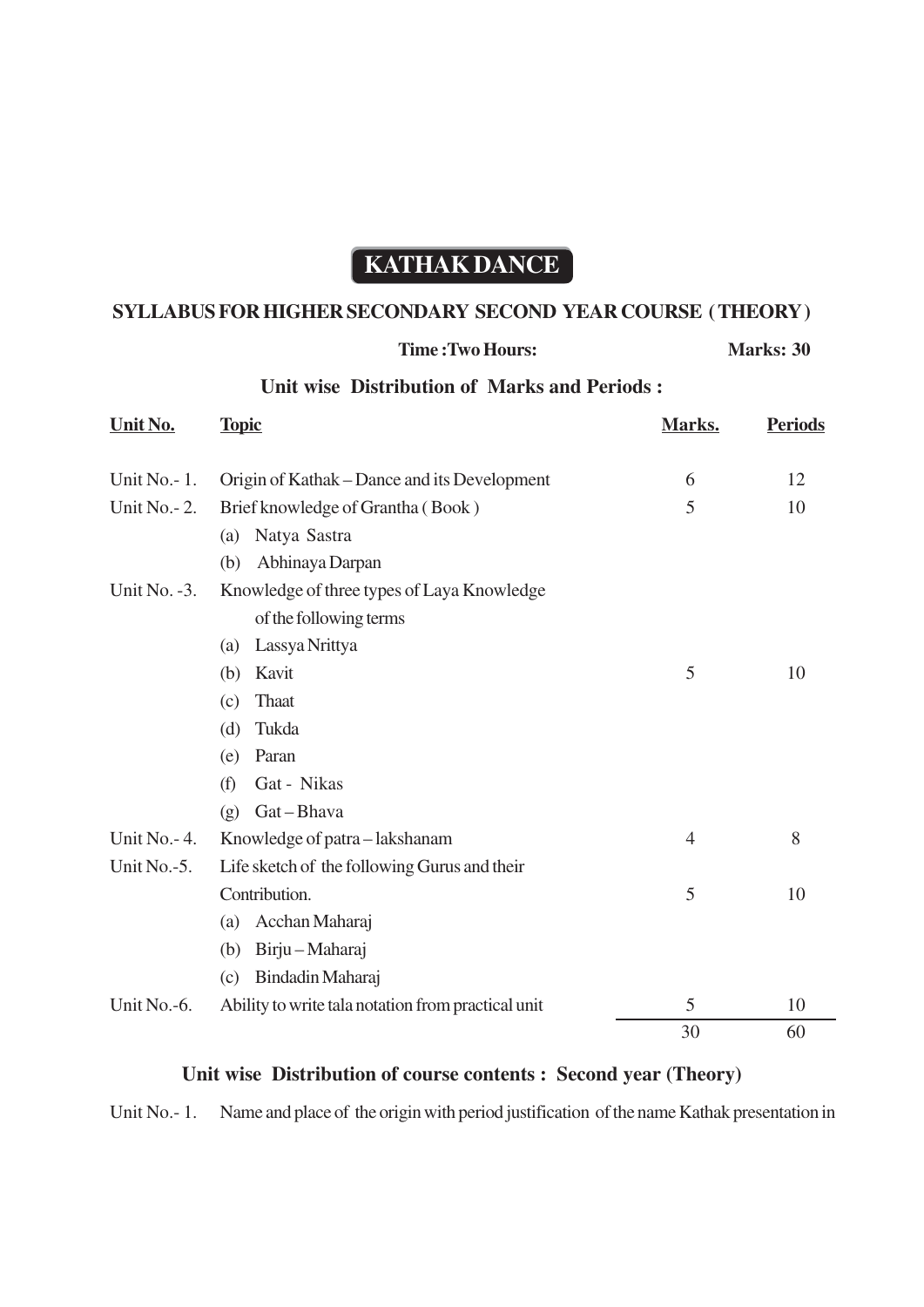# KATHAK DANCE

## SYLLABUS FOR HIGHER SECONDARY SECOND YEAR COURSE ( THEORY )

**Time :Two Hours:** **Marks: 30**

### Unit wise Distribution of Marks and Periods :

| Unit No. | Topic | Marks. | Periods |
|---|---|---|---|
| Unit No.- 1. | Origin of Kathak – Dance and its Development | 6 | 12 |
| Unit No.- 2. | Brief knowledge of Grantha ( Book ) | 5 | 10 |
| | (a) Natya Sastra | | |
| | (b) Abhinaya Darpan | | |
| Unit No. -3. | Knowledge of three types of Laya Knowledge of the following terms | | |
| | (a) Lassya Nrittya | | |
| | (b) Kavit | 5 | 10 |
| | (c) Thaat | | |
| | (d) Tukda | | |
| | (e) Paran | | |
| | (f) Gat - Nikas | | |
| | (g) Gat – Bhava | | |
| Unit No.- 4. | Knowledge of patra – lakshanam | 4 | 8 |
| Unit No.-5. | Life sketch of the following Gurus and their Contribution. | 5 | 10 |
| | (a) Acchan Maharaj | | |
| | (b) Birju – Maharaj | | |
| | (c) Bindadin Maharaj | | |
| Unit No.-6. | Ability to write tala notation from practical unit | 5 | 10 |
| | | 30 | 60 |

### Unit wise Distribution of course contents : Second year (Theory)

Unit No.- 1. Name and place of the origin with period justification of the name Kathak presentation in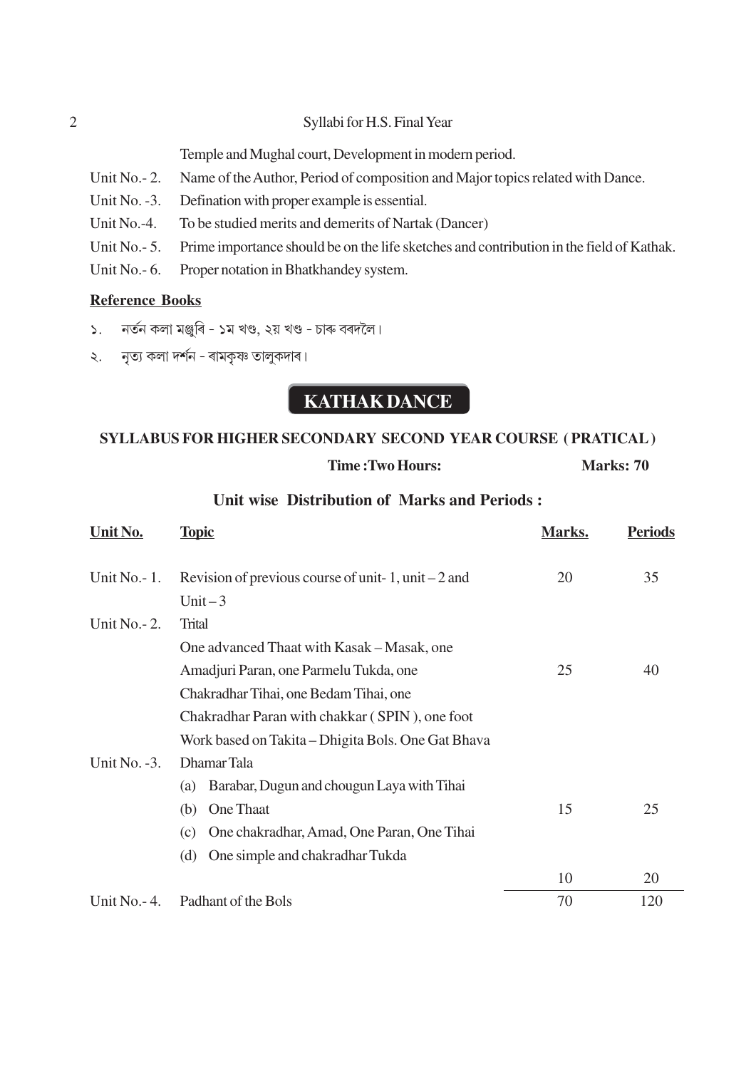Temple and Mughal court, Development in modern period.

Unit No.- 2. Name of the Author, Period of composition and Major topics related with Dance.

Unit No. -3. Defination with proper example is essential.

Unit No.-4. To be studied merits and demerits of Nartak (Dancer)

Unit No.- 5. Prime importance should be on the life sketches and contribution in the field of Kathak.

Unit No.- 6. Proper notation in Bhatkhandey system.

**Reference Books**

১. নৰ্তন কলা মঞ্জুৰি - ১ম খণ্ড, ২য় খণ্ড - চাৰু বৰদলৈ।

২. নৃত্য কলা দৰ্শন - ৰামকৃষ্ণ তালুকদাৰ।

## KATHAK DANCE

### SYLLABUS FOR HIGHER SECONDARY SECOND YEAR COURSE ( PRATICAL )

**Time :Two Hours:** **Marks: 70**

### Unit wise Distribution of Marks and Periods :

| Unit No. | Topic | Marks. | Periods |
|---|---|---|---|
| Unit No.- 1. | Revision of previous course of unit- 1, unit – 2 and Unit – 3 | 20 | 35 |
| Unit No.- 2. | Trital<br>One advanced Thaat with Kasak – Masak, one Amadjuri Paran, one Parmelu Tukda, one Chakradhar Tihai, one Bedam Tihai, one Chakradhar Paran with chakkar ( SPIN ), one foot Work based on Takita – Dhigita Bols. One Gat Bhava | 25 | 40 |
| Unit No. -3. | Dhamar Tala<br>(a) Barabar, Dugun and chougun Laya with Tihai<br>(b) One Thaat<br>(c) One chakradhar, Amad, One Paran, One Tihai<br>(d) One simple and chakradhar Tukda | 15 | 25 |
| | | 10 | 20 |
| Unit No.- 4. | Padhant of the Bols | 70 | 120 |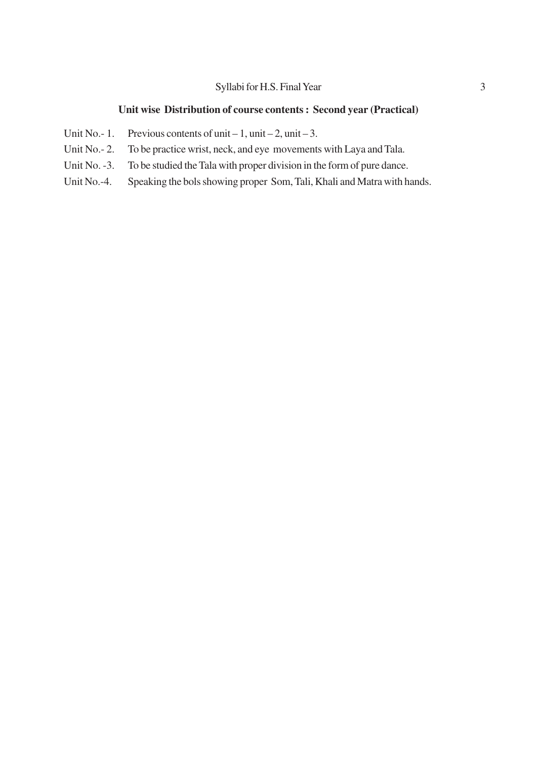## Unit wise Distribution of course contents : Second year (Practical)

Unit No.- 1. Previous contents of unit – 1, unit – 2, unit – 3.

Unit No.- 2. To be practice wrist, neck, and eye movements with Laya and Tala.

Unit No. -3. To be studied the Tala with proper division in the form of pure dance.

Unit No.-4. Speaking the bols showing proper Som, Tali, Khali and Matra with hands.